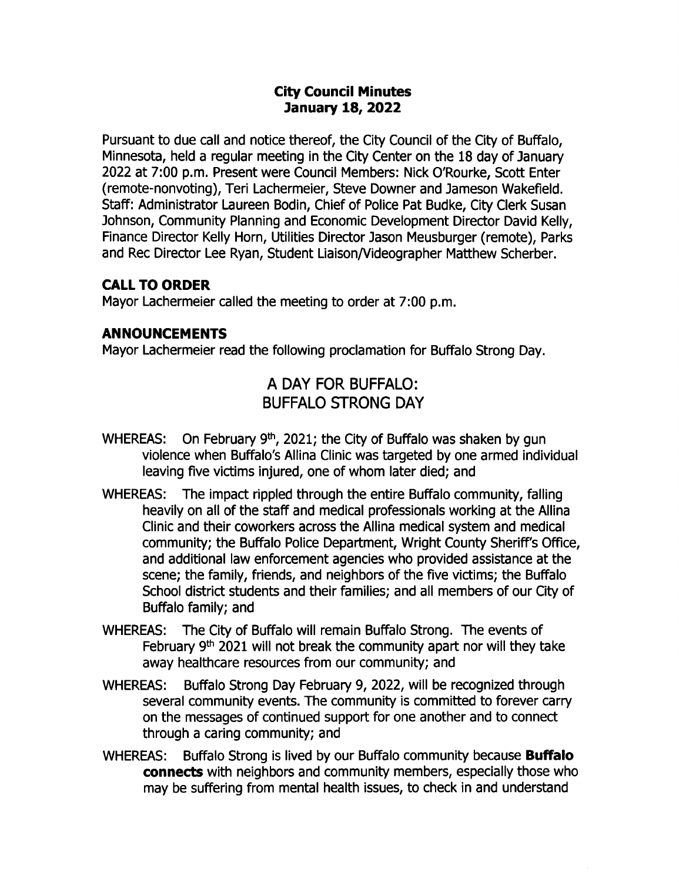# City Council Minutes
## January 18, 2022

Pursuant to due call and notice thereof, the City Council of the City of Buffalo, Minnesota, held a regular meeting in the City Center on the 18 day of January 2022 at 7:00 p.m. Present were Council Members: Nick O'Rourke, Scott Enter (remote-nonvoting), Teri Lachermeier, Steve Downer and Jameson Wakefield. Staff: Administrator Laureen Bodin, Chief of Police Pat Budke, City Clerk Susan Johnson, Community Planning and Economic Development Director David Kelly, Finance Director Kelly Horn, Utilities Director Jason Meusburger (remote), Parks and Rec Director Lee Ryan, Student Liaison/Videographer Matthew Scherber.

**CALL TO ORDER**

Mayor Lachermeier called the meeting to order at 7:00 p.m.

**ANNOUNCEMENTS**

Mayor Lachermeier read the following proclamation for Buffalo Strong Day.

## A DAY FOR BUFFALO: BUFFALO STRONG DAY

WHEREAS: On February 9th, 2021; the City of Buffalo was shaken by gun violence when Buffalo's Allina Clinic was targeted by one armed individual leaving five victims injured, one of whom later died; and

WHEREAS: The impact rippled through the entire Buffalo community, falling heavily on all of the staff and medical professionals working at the Allina Clinic and their coworkers across the Allina medical system and medical community; the Buffalo Police Department, Wright County Sheriff's Office, and additional law enforcement agencies who provided assistance at the scene; the family, friends, and neighbors of the five victims; the Buffalo School district students and their families; and all members of our City of Buffalo family; and

WHEREAS: The City of Buffalo will remain Buffalo Strong. The events of February 9th 2021 will not break the community apart nor will they take away healthcare resources from our community; and

WHEREAS: Buffalo Strong Day February 9, 2022, will be recognized through several community events. The community is committed to forever carry on the messages of continued support for one another and to connect through a caring community; and

WHEREAS: Buffalo Strong is lived by our Buffalo community because **Buffalo connects** with neighbors and community members, especially those who may be suffering from mental health issues, to check in and understand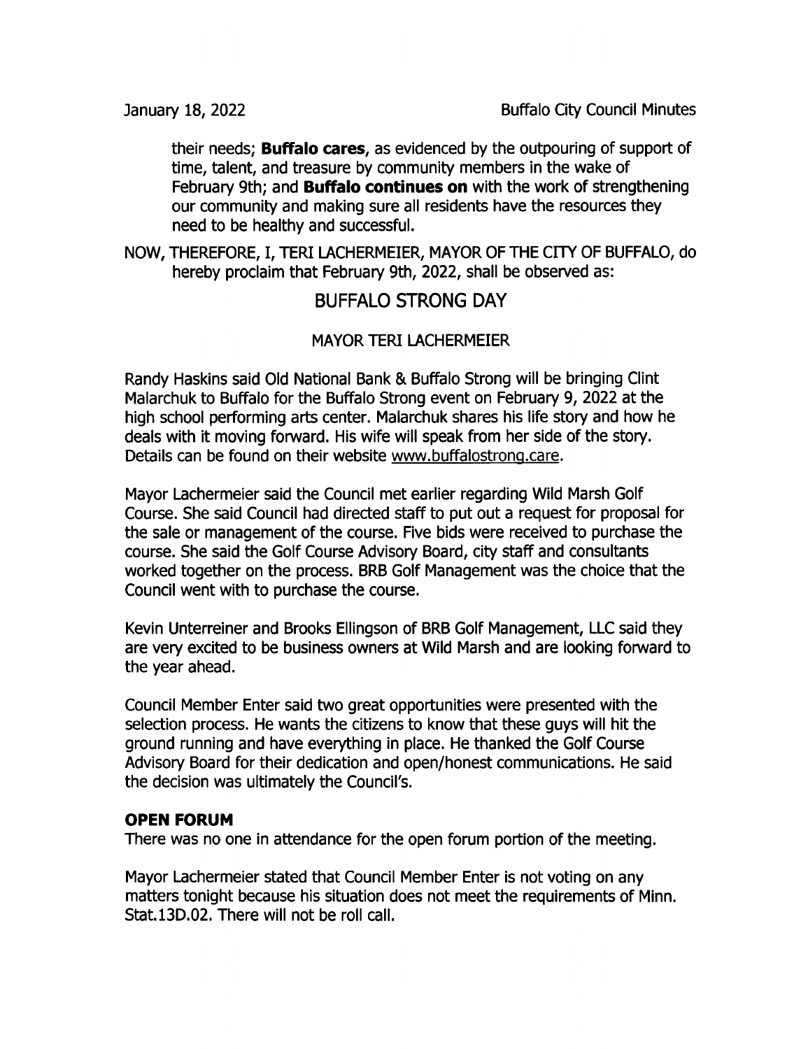their needs; **Buffalo cares**, as evidenced by the outpouring of support of time, talent, and treasure by community members in the wake of February 9th; and **Buffalo continues on** with the work of strengthening our community and making sure all residents have the resources they need to be healthy and successful.

NOW, THEREFORE, I, TERI LACHERMEIER, MAYOR OF THE CITY OF BUFFALO, do hereby proclaim that February 9th, 2022, shall be observed as:

BUFFALO STRONG DAY

MAYOR TERI LACHERMEIER

Randy Haskins said Old National Bank & Buffalo Strong will be bringing Clint Malarchuk to Buffalo for the Buffalo Strong event on February 9, 2022 at the high school performing arts center. Malarchuk shares his life story and how he deals with it moving forward. His wife will speak from her side of the story. Details can be found on their website www.buffalostrong.care.

Mayor Lachermeier said the Council met earlier regarding Wild Marsh Golf Course. She said Council had directed staff to put out a request for proposal for the sale or management of the course. Five bids were received to purchase the course. She said the Golf Course Advisory Board, city staff and consultants worked together on the process. BRB Golf Management was the choice that the Council went with to purchase the course.

Kevin Unterreiner and Brooks Ellingson of BRB Golf Management, LLC said they are very excited to be business owners at Wild Marsh and are looking forward to the year ahead.

Council Member Enter said two great opportunities were presented with the selection process. He wants the citizens to know that these guys will hit the ground running and have everything in place. He thanked the Golf Course Advisory Board for their dedication and open/honest communications. He said the decision was ultimately the Council's.

**OPEN FORUM**

There was no one in attendance for the open forum portion of the meeting.

Mayor Lachermeier stated that Council Member Enter is not voting on any matters tonight because his situation does not meet the requirements of Minn. Stat.13D.02. There will not be roll call.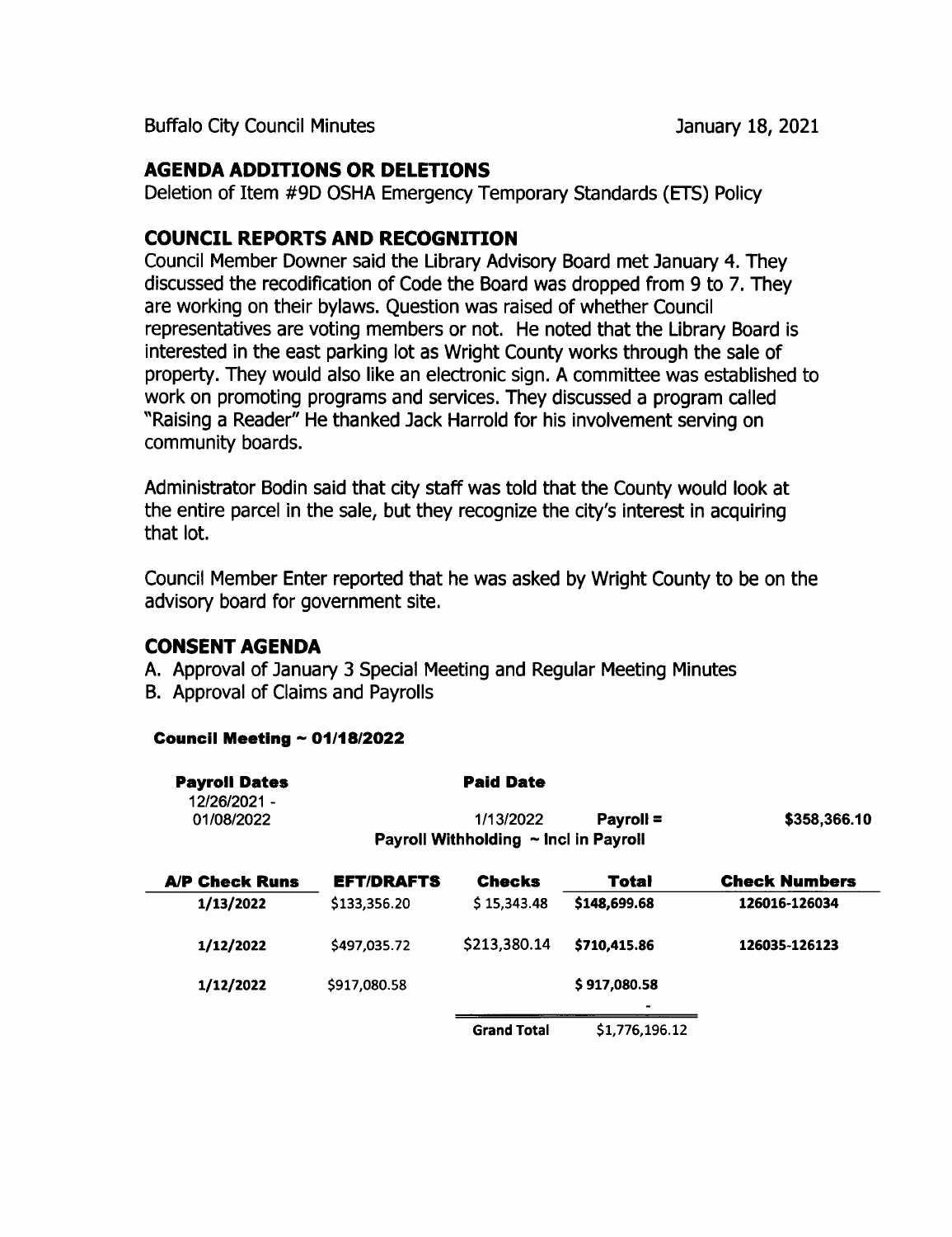## AGENDA ADDITIONS OR DELETIONS

Deletion of Item #9D OSHA Emergency Temporary Standards (ETS) Policy

## COUNCIL REPORTS AND RECOGNITION

Council Member Downer said the Library Advisory Board met January 4. They discussed the recodification of Code the Board was dropped from 9 to 7. They are working on their bylaws. Question was raised of whether Council representatives are voting members or not. He noted that the Library Board is interested in the east parking lot as Wright County works through the sale of property. They would also like an electronic sign. A committee was established to work on promoting programs and services. They discussed a program called "Raising a Reader" He thanked Jack Harrold for his involvement serving on community boards.

Administrator Bodin said that city staff was told that the County would look at the entire parcel in the sale, but they recognize the city's interest in acquiring that lot.

Council Member Enter reported that he was asked by Wright County to be on the advisory board for government site.

## CONSENT AGENDA

A. Approval of January 3 Special Meeting and Regular Meeting Minutes
B. Approval of Claims and Payrolls

**Council Meeting ~ 01/18/2022**

| **Payroll Dates** | | **Paid Date** | | |
|---|---|---|---|---|
| 12/26/2021 - 01/08/2022 | | 1/13/2022 | **Payroll =** | **$358,366.10** |
| | | **Payroll Withholding ~ Incl in Payroll** | | |

| **A/P Check Runs** | **EFT/DRAFTS** | **Checks** | **Total** | **Check Numbers** |
|---|---|---|---|---|
| **1/13/2022** | $133,356.20 | $ 15,343.48 | **$148,699.68** | **126016-126034** |
| **1/12/2022** | $497,035.72 | $213,380.14 | **$710,415.86** | **126035-126123** |
| **1/12/2022** | $917,080.58 | | **$ 917,080.58** | |
| | | | - | |
| | | **Grand Total** | $1,776,196.12 | |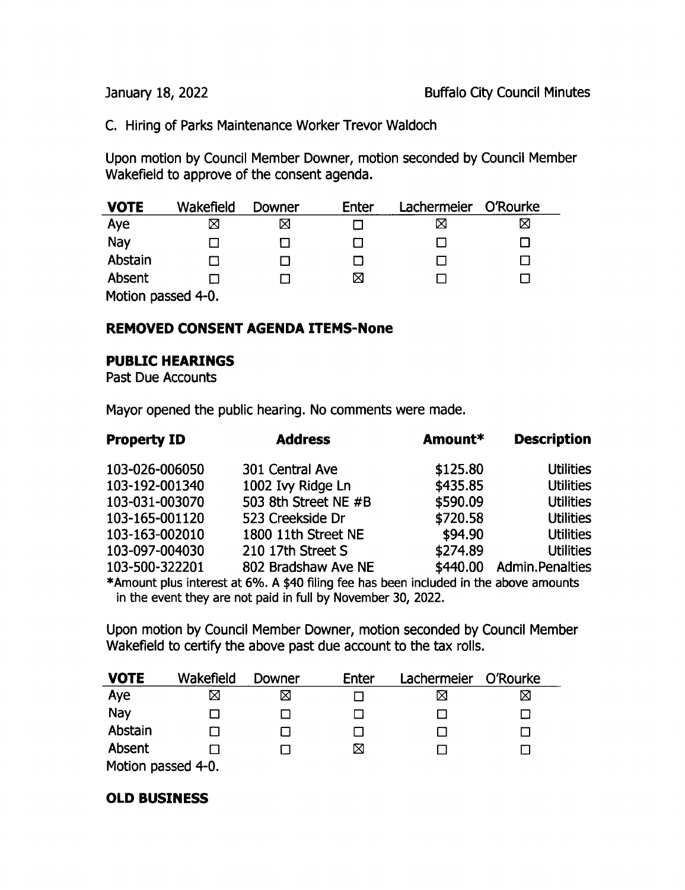C. Hiring of Parks Maintenance Worker Trevor Waldoch

Upon motion by Council Member Downer, motion seconded by Council Member Wakefield to approve of the consent agenda.

| VOTE | Wakefield | Downer | Enter | Lachermeier | O'Rourke |
|---|---|---|---|---|---|
| Aye | ☒ | ☒ | ☐ | ☒ | ☒ |
| Nay | ☐ | ☐ | ☐ | ☐ | ☐ |
| Abstain | ☐ | ☐ | ☐ | ☐ | ☐ |
| Absent | ☐ | ☐ | ☒ | ☐ | ☐ |

Motion passed 4-0.

**REMOVED CONSENT AGENDA ITEMS-None**

**PUBLIC HEARINGS**

Past Due Accounts

Mayor opened the public hearing. No comments were made.

| Property ID | Address | Amount* | Description |
|---|---|---|---|
| 103-026-006050 | 301 Central Ave | $125.80 | Utilities |
| 103-192-001340 | 1002 Ivy Ridge Ln | $435.85 | Utilities |
| 103-031-003070 | 503 8th Street NE #B | $590.09 | Utilities |
| 103-165-001120 | 523 Creekside Dr | $720.58 | Utilities |
| 103-163-002010 | 1800 11th Street NE | $94.90 | Utilities |
| 103-097-004030 | 210 17th Street S | $274.89 | Utilities |
| 103-500-322201 | 802 Bradshaw Ave NE | $440.00 | Admin.Penalties |

*Amount plus interest at 6%. A $40 filing fee has been included in the above amounts in the event they are not paid in full by November 30, 2022.

Upon motion by Council Member Downer, motion seconded by Council Member Wakefield to certify the above past due account to the tax rolls.

| VOTE | Wakefield | Downer | Enter | Lachermeier | O'Rourke |
|---|---|---|---|---|---|
| Aye | ☒ | ☒ | ☐ | ☒ | ☒ |
| Nay | ☐ | ☐ | ☐ | ☐ | ☐ |
| Abstain | ☐ | ☐ | ☐ | ☐ | ☐ |
| Absent | ☐ | ☐ | ☒ | ☐ | ☐ |

Motion passed 4-0.

**OLD BUSINESS**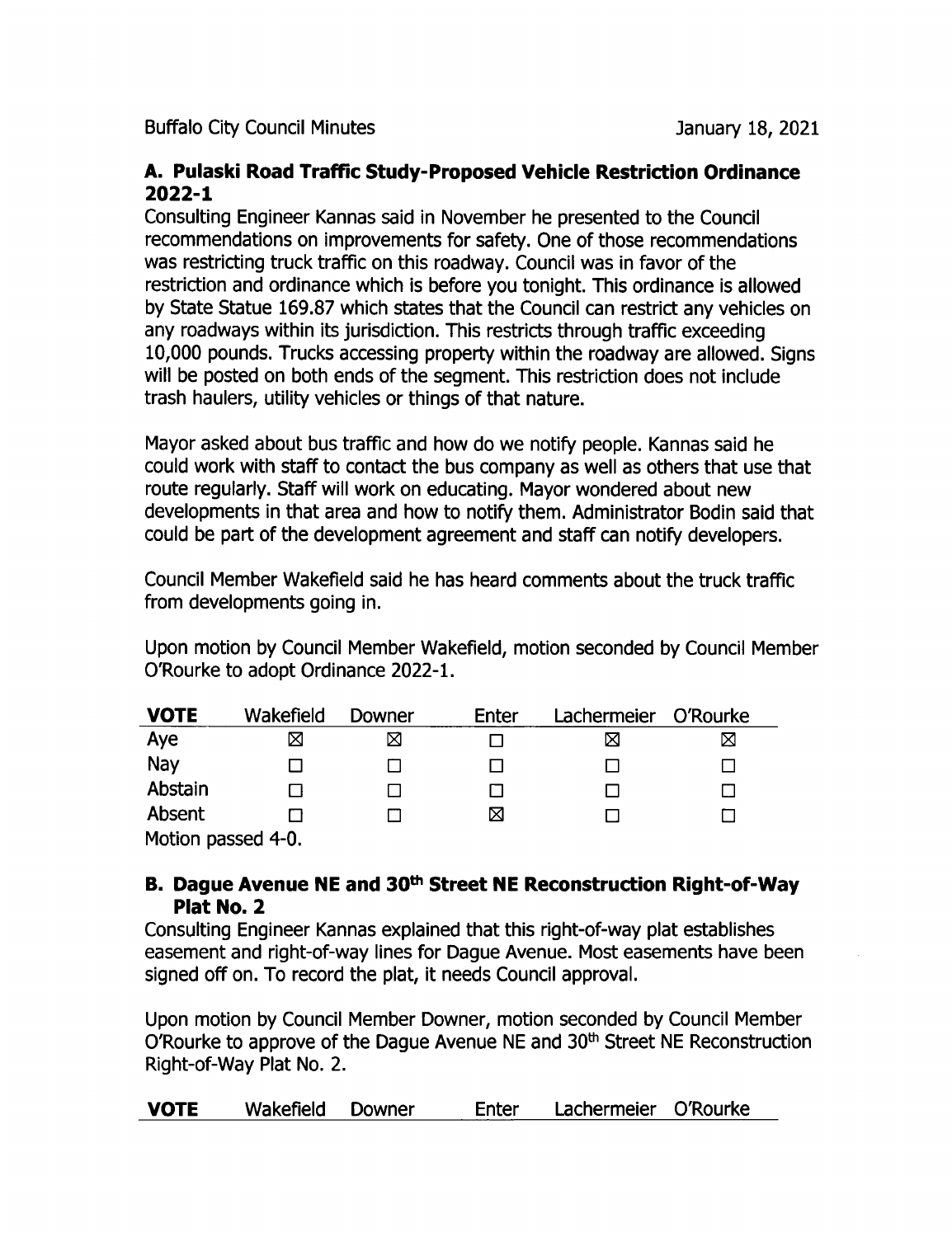## A. Pulaski Road Traffic Study-Proposed Vehicle Restriction Ordinance 2022-1

Consulting Engineer Kannas said in November he presented to the Council recommendations on improvements for safety. One of those recommendations was restricting truck traffic on this roadway. Council was in favor of the restriction and ordinance which is before you tonight. This ordinance is allowed by State Statue 169.87 which states that the Council can restrict any vehicles on any roadways within its jurisdiction. This restricts through traffic exceeding 10,000 pounds. Trucks accessing property within the roadway are allowed. Signs will be posted on both ends of the segment. This restriction does not include trash haulers, utility vehicles or things of that nature.

Mayor asked about bus traffic and how do we notify people. Kannas said he could work with staff to contact the bus company as well as others that use that route regularly. Staff will work on educating. Mayor wondered about new developments in that area and how to notify them. Administrator Bodin said that could be part of the development agreement and staff can notify developers.

Council Member Wakefield said he has heard comments about the truck traffic from developments going in.

Upon motion by Council Member Wakefield, motion seconded by Council Member O'Rourke to adopt Ordinance 2022-1.

| VOTE | Wakefield | Downer | Enter | Lachermeier | O'Rourke |
|---|---|---|---|---|---|
| Aye | ☒ | ☒ | ☐ | ☒ | ☒ |
| Nay | ☐ | ☐ | ☐ | ☐ | ☐ |
| Abstain | ☐ | ☐ | ☐ | ☐ | ☐ |
| Absent | ☐ | ☐ | ☒ | ☐ | ☐ |

Motion passed 4-0.

## B. Dague Avenue NE and 30th Street NE Reconstruction Right-of-Way Plat No. 2

Consulting Engineer Kannas explained that this right-of-way plat establishes easement and right-of-way lines for Dague Avenue. Most easements have been signed off on. To record the plat, it needs Council approval.

Upon motion by Council Member Downer, motion seconded by Council Member O'Rourke to approve of the Dague Avenue NE and 30th Street NE Reconstruction Right-of-Way Plat No. 2.

| VOTE | Wakefield | Downer | Enter | Lachermeier | O'Rourke |
|---|---|---|---|---|---|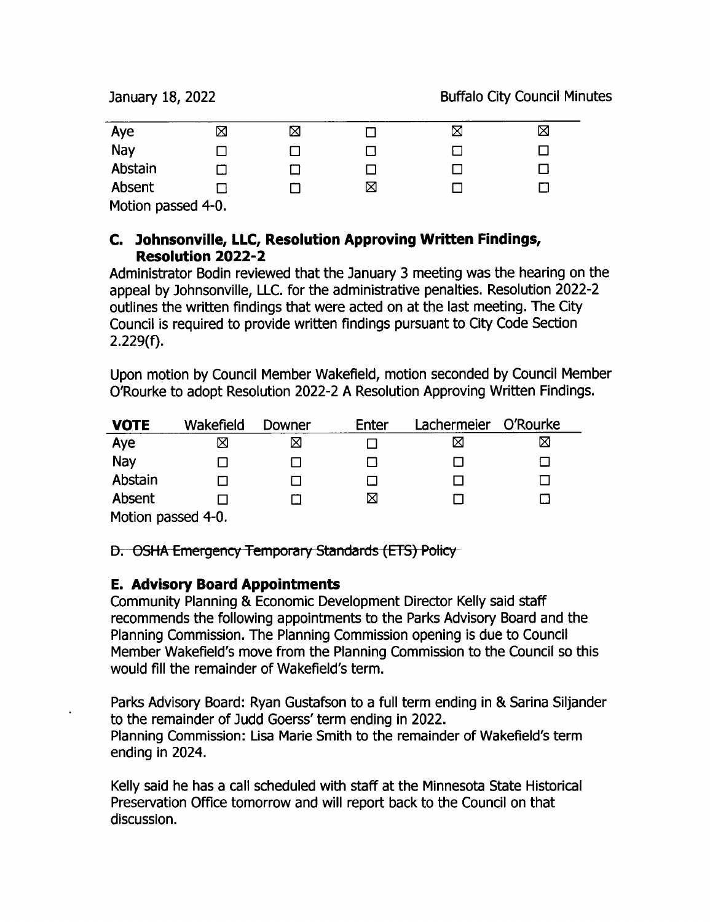| | | | | | |
|---|---|---|---|---|---|
| Aye | ☒ | ☒ | ☐ | ☒ | ☒ |
| Nay | ☐ | ☐ | ☐ | ☐ | ☐ |
| Abstain | ☐ | ☐ | ☐ | ☐ | ☐ |
| Absent | ☐ | ☐ | ☒ | ☐ | ☐ |

Motion passed 4-0.

### C. Johnsonville, LLC, Resolution Approving Written Findings, Resolution 2022-2

Administrator Bodin reviewed that the January 3 meeting was the hearing on the appeal by Johnsonville, LLC. for the administrative penalties. Resolution 2022-2 outlines the written findings that were acted on at the last meeting. The City Council is required to provide written findings pursuant to City Code Section 2.229(f).

Upon motion by Council Member Wakefield, motion seconded by Council Member O'Rourke to adopt Resolution 2022-2 A Resolution Approving Written Findings.

| **VOTE** | Wakefield | Downer | Enter | Lachermeier | O'Rourke |
|---|---|---|---|---|---|
| Aye | ☒ | ☒ | ☐ | ☒ | ☒ |
| Nay | ☐ | ☐ | ☐ | ☐ | ☐ |
| Abstain | ☐ | ☐ | ☐ | ☐ | ☐ |
| Absent | ☐ | ☐ | ☒ | ☐ | ☐ |

Motion passed 4-0.

~~D. OSHA Emergency Temporary Standards (ETS) Policy~~

### E. Advisory Board Appointments

Community Planning & Economic Development Director Kelly said staff recommends the following appointments to the Parks Advisory Board and the Planning Commission. The Planning Commission opening is due to Council Member Wakefield's move from the Planning Commission to the Council so this would fill the remainder of Wakefield's term.

Parks Advisory Board: Ryan Gustafson to a full term ending in & Sarina Siljander to the remainder of Judd Goerss' term ending in 2022.
Planning Commission: Lisa Marie Smith to the remainder of Wakefield's term ending in 2024.

Kelly said he has a call scheduled with staff at the Minnesota State Historical Preservation Office tomorrow and will report back to the Council on that discussion.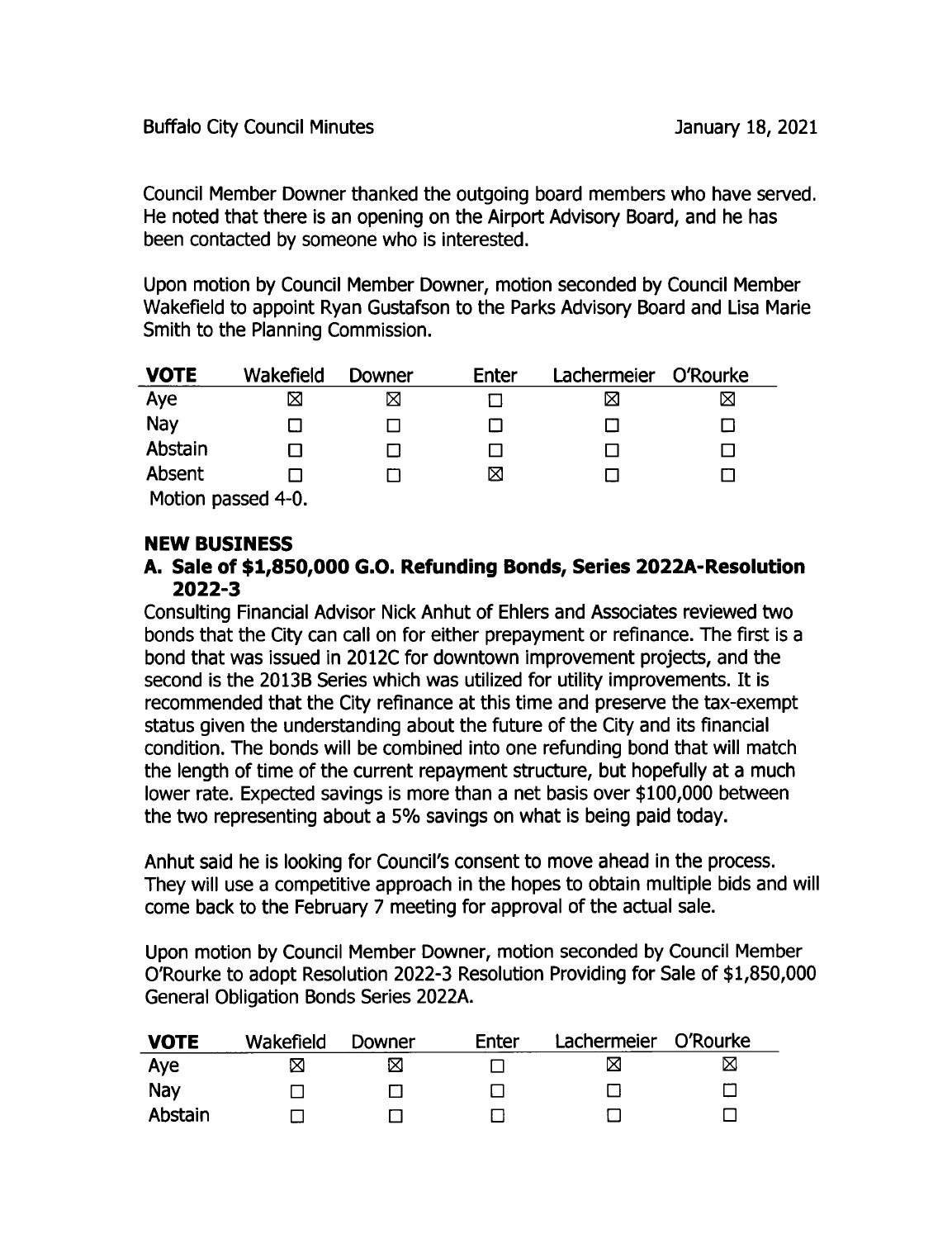Council Member Downer thanked the outgoing board members who have served. He noted that there is an opening on the Airport Advisory Board, and he has been contacted by someone who is interested.

Upon motion by Council Member Downer, motion seconded by Council Member Wakefield to appoint Ryan Gustafson to the Parks Advisory Board and Lisa Marie Smith to the Planning Commission.

| **VOTE** | Wakefield | Downer | Enter | Lachermeier | O'Rourke |
|---|---|---|---|---|---|
| Aye | ☒ | ☒ | ☐ | ☒ | ☒ |
| Nay | ☐ | ☐ | ☐ | ☐ | ☐ |
| Abstain | ☐ | ☐ | ☐ | ☐ | ☐ |
| Absent | ☐ | ☐ | ☒ | ☐ | ☐ |

Motion passed 4-0.

## NEW BUSINESS

### A. Sale of $1,850,000 G.O. Refunding Bonds, Series 2022A-Resolution 2022-3

Consulting Financial Advisor Nick Anhut of Ehlers and Associates reviewed two bonds that the City can call on for either prepayment or refinance. The first is a bond that was issued in 2012C for downtown improvement projects, and the second is the 2013B Series which was utilized for utility improvements. It is recommended that the City refinance at this time and preserve the tax-exempt status given the understanding about the future of the City and its financial condition. The bonds will be combined into one refunding bond that will match the length of time of the current repayment structure, but hopefully at a much lower rate. Expected savings is more than a net basis over $100,000 between the two representing about a 5% savings on what is being paid today.

Anhut said he is looking for Council's consent to move ahead in the process. They will use a competitive approach in the hopes to obtain multiple bids and will come back to the February 7 meeting for approval of the actual sale.

Upon motion by Council Member Downer, motion seconded by Council Member O'Rourke to adopt Resolution 2022-3 Resolution Providing for Sale of $1,850,000 General Obligation Bonds Series 2022A.

| **VOTE** | Wakefield | Downer | Enter | Lachermeier | O'Rourke |
|---|---|---|---|---|---|
| Aye | ☒ | ☒ | ☐ | ☒ | ☒ |
| Nay | ☐ | ☐ | ☐ | ☐ | ☐ |
| Abstain | ☐ | ☐ | ☐ | ☐ | ☐ |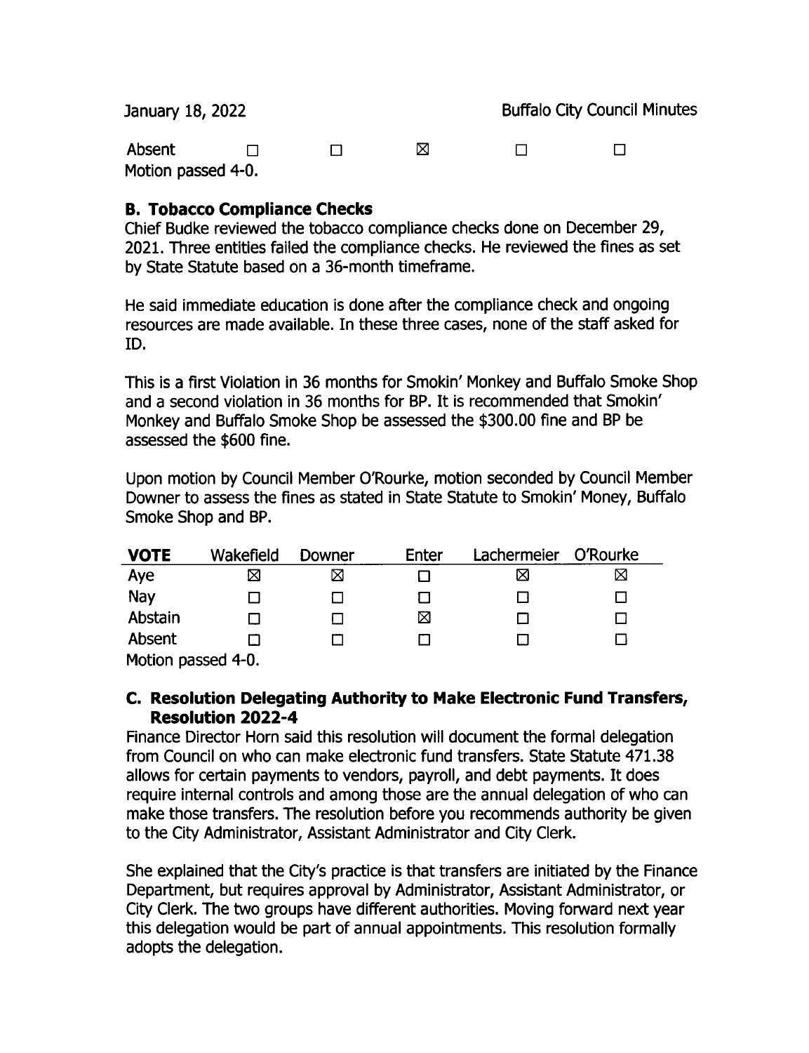| Absent | ☐ | ☐ | ☒ | ☐ | ☐ |
|---|---|---|---|---|---|

Motion passed 4-0.

### B. Tobacco Compliance Checks

Chief Budke reviewed the tobacco compliance checks done on December 29, 2021. Three entities failed the compliance checks. He reviewed the fines as set by State Statute based on a 36-month timeframe.

He said immediate education is done after the compliance check and ongoing resources are made available. In these three cases, none of the staff asked for ID.

This is a first Violation in 36 months for Smokin' Monkey and Buffalo Smoke Shop and a second violation in 36 months for BP. It is recommended that Smokin' Monkey and Buffalo Smoke Shop be assessed the $300.00 fine and BP be assessed the $600 fine.

Upon motion by Council Member O'Rourke, motion seconded by Council Member Downer to assess the fines as stated in State Statute to Smokin' Money, Buffalo Smoke Shop and BP.

| VOTE | Wakefield | Downer | Enter | Lachermeier | O'Rourke |
|---|---|---|---|---|---|
| Aye | ☒ | ☒ | ☐ | ☒ | ☒ |
| Nay | ☐ | ☐ | ☐ | ☐ | ☐ |
| Abstain | ☐ | ☐ | ☒ | ☐ | ☐ |
| Absent | ☐ | ☐ | ☐ | ☐ | ☐ |

Motion passed 4-0.

### C. Resolution Delegating Authority to Make Electronic Fund Transfers, Resolution 2022-4

Finance Director Horn said this resolution will document the formal delegation from Council on who can make electronic fund transfers. State Statute 471.38 allows for certain payments to vendors, payroll, and debt payments. It does require internal controls and among those are the annual delegation of who can make those transfers. The resolution before you recommends authority be given to the City Administrator, Assistant Administrator and City Clerk.

She explained that the City's practice is that transfers are initiated by the Finance Department, but requires approval by Administrator, Assistant Administrator, or City Clerk. The two groups have different authorities. Moving forward next year this delegation would be part of annual appointments. This resolution formally adopts the delegation.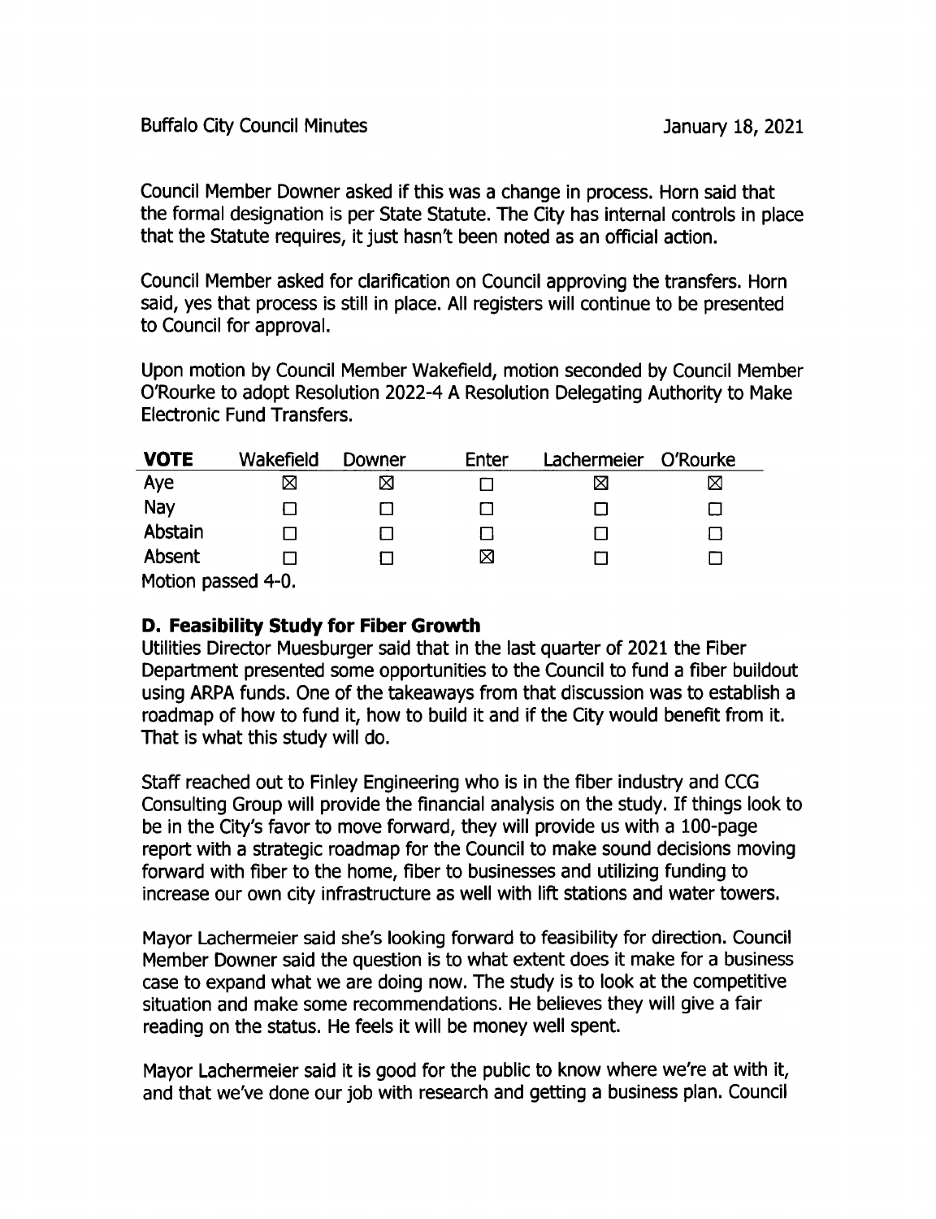Council Member Downer asked if this was a change in process. Horn said that the formal designation is per State Statute. The City has internal controls in place that the Statute requires, it just hasn't been noted as an official action.

Council Member asked for clarification on Council approving the transfers. Horn said, yes that process is still in place. All registers will continue to be presented to Council for approval.

Upon motion by Council Member Wakefield, motion seconded by Council Member O'Rourke to adopt Resolution 2022-4 A Resolution Delegating Authority to Make Electronic Fund Transfers.

| **VOTE** | Wakefield | Downer | Enter | Lachermeier | O'Rourke |
|---|---|---|---|---|---|
| Aye | ☒ | ☒ | ☐ | ☒ | ☒ |
| Nay | ☐ | ☐ | ☐ | ☐ | ☐ |
| Abstain | ☐ | ☐ | ☐ | ☐ | ☐ |
| Absent | ☐ | ☐ | ☒ | ☐ | ☐ |

Motion passed 4-0.

### D. Feasibility Study for Fiber Growth

Utilities Director Muesburger said that in the last quarter of 2021 the Fiber Department presented some opportunities to the Council to fund a fiber buildout using ARPA funds. One of the takeaways from that discussion was to establish a roadmap of how to fund it, how to build it and if the City would benefit from it. That is what this study will do.

Staff reached out to Finley Engineering who is in the fiber industry and CCG Consulting Group will provide the financial analysis on the study. If things look to be in the City's favor to move forward, they will provide us with a 100-page report with a strategic roadmap for the Council to make sound decisions moving forward with fiber to the home, fiber to businesses and utilizing funding to increase our own city infrastructure as well with lift stations and water towers.

Mayor Lachermeier said she's looking forward to feasibility for direction. Council Member Downer said the question is to what extent does it make for a business case to expand what we are doing now. The study is to look at the competitive situation and make some recommendations. He believes they will give a fair reading on the status. He feels it will be money well spent.

Mayor Lachermeier said it is good for the public to know where we're at with it, and that we've done our job with research and getting a business plan. Council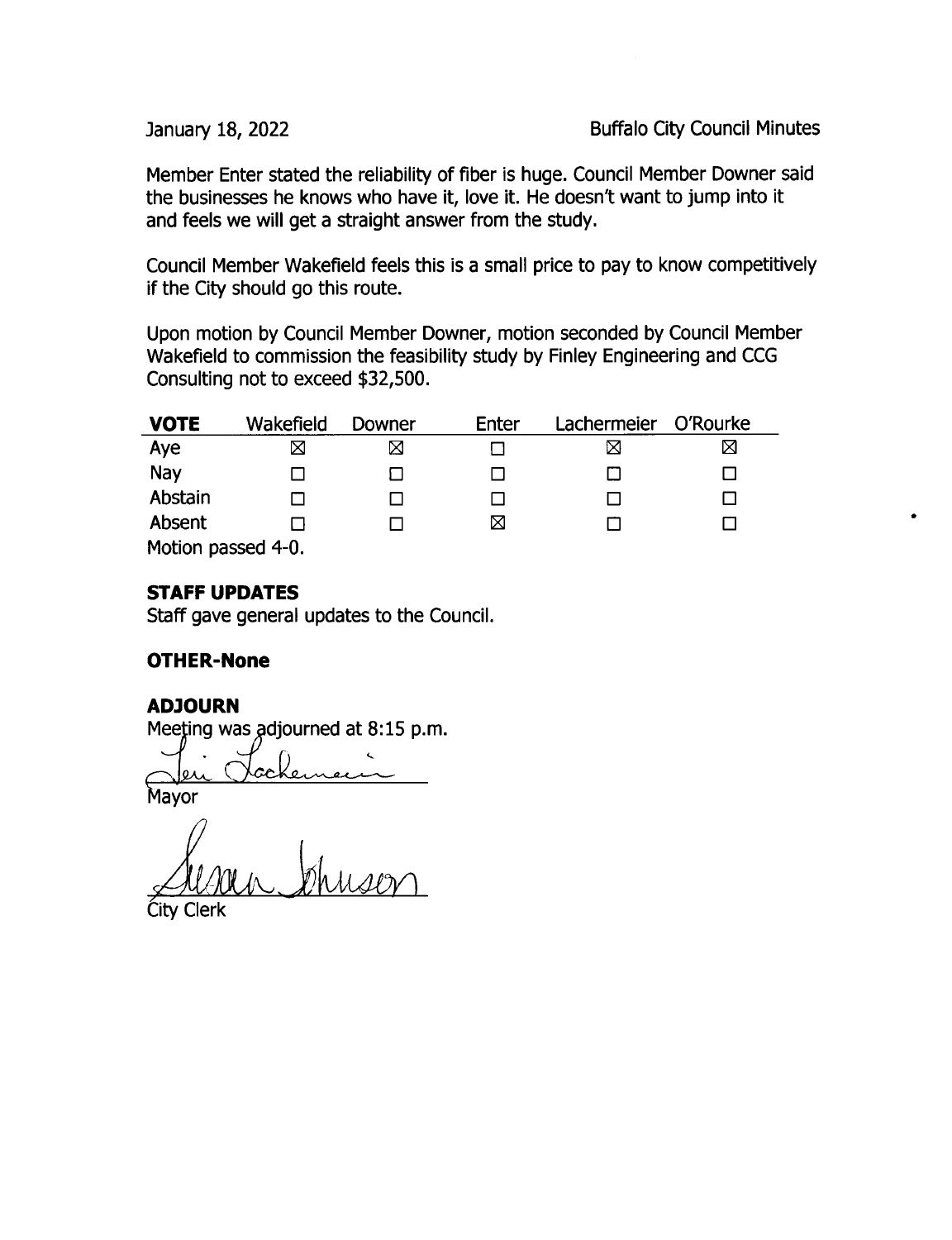Member Enter stated the reliability of fiber is huge. Council Member Downer said the businesses he knows who have it, love it. He doesn't want to jump into it and feels we will get a straight answer from the study.

Council Member Wakefield feels this is a small price to pay to know competitively if the City should go this route.

Upon motion by Council Member Downer, motion seconded by Council Member Wakefield to commission the feasibility study by Finley Engineering and CCG Consulting not to exceed $32,500.

| VOTE | Wakefield | Downer | Enter | Lachermeier | O'Rourke |
|---|---|---|---|---|---|
| Aye | ☒ | ☒ | ☐ | ☒ | ☒ |
| Nay | ☐ | ☐ | ☐ | ☐ | ☐ |
| Abstain | ☐ | ☐ | ☐ | ☐ | ☐ |
| Absent | ☐ | ☐ | ☒ | ☐ | ☐ |

Motion passed 4-0.

**STAFF UPDATES**

Staff gave general updates to the Council.

**OTHER-None**

**ADJOURN**

Meeting was adjourned at 8:15 p.m.

Teri Lachermeier

Mayor

Susan Johnson

City Clerk